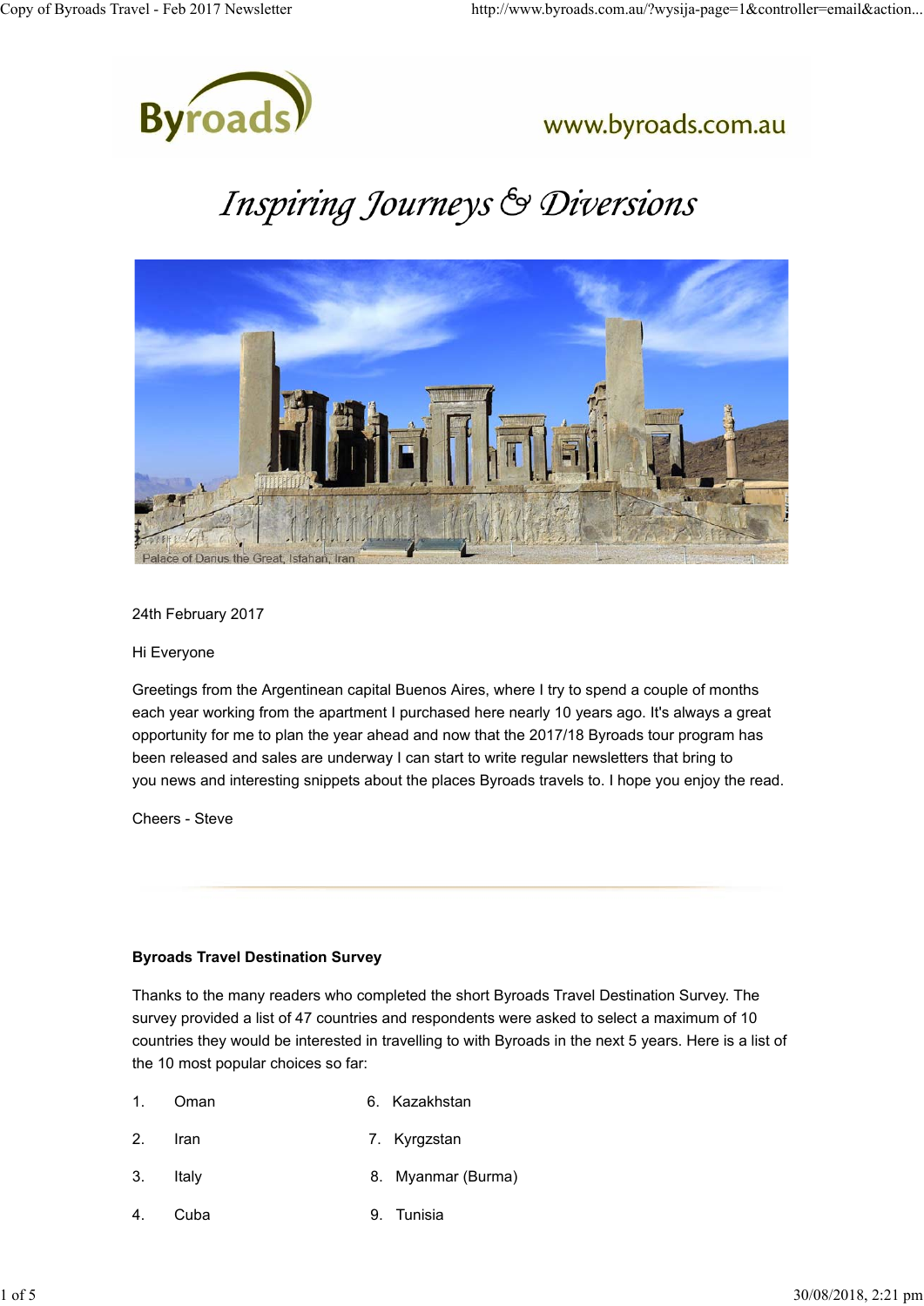Byroads

www.byroads.com.au

# *Inspiring Journeys & Diversions*

Palace of Darius the Great, Isfahan, Iran

24th February 2017

Hi Everyone

Greetings from the Argentinean capital Buenos Aires, where I try to spend a couple of months each year working from the apartment I purchased here nearly 10 years ago. It's always a great opportunity for me to plan the year ahead and now that the 2017/18 Byroads tour program has been released and sales are underway I can start to write regular newsletters that bring to you news and interesting snippets about the places Byroads travels to. I hope you enjoy the read.

Cheers - Steve

---

**Byroads Travel Destination Survey**

Thanks to the many readers who completed the short Byroads Travel Destination Survey. The survey provided a list of 47 countries and respondents were asked to select a maximum of 10 countries they would be interested in travelling to with Byroads in the next 5 years. Here is a list of the 10 most popular choices so far:

1. Oman
2. Iran
3. Italy
4. Cuba
6. Kazakhstan
7. Kyrgzstan
8. Myanmar (Burma)
9. Tunisia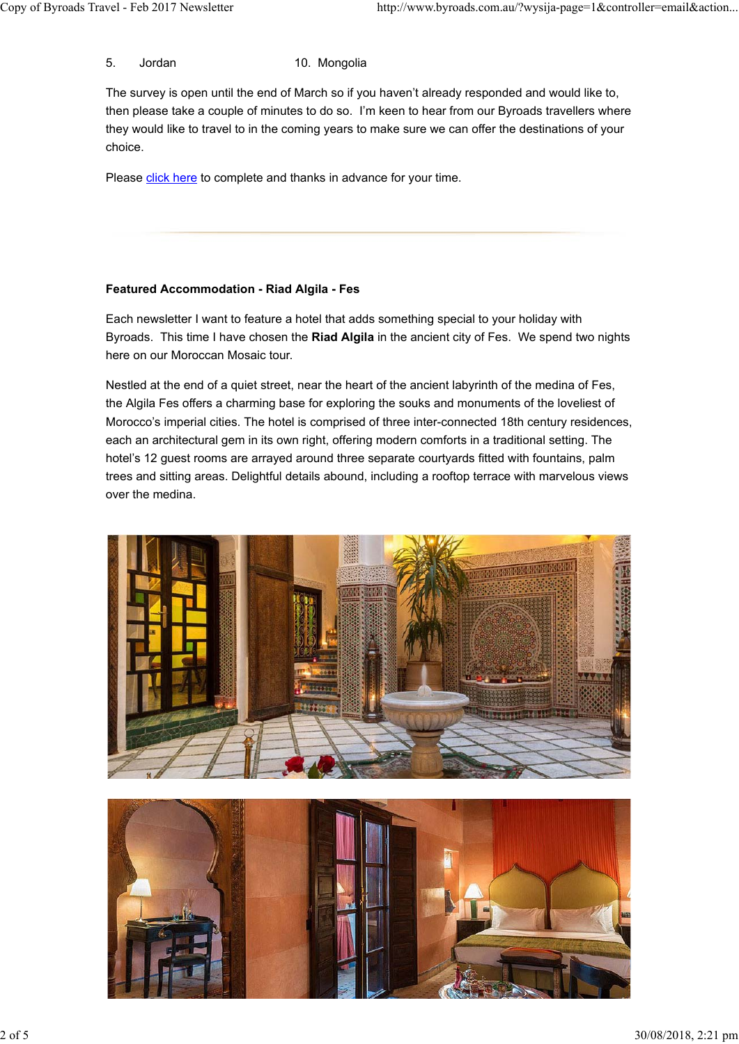5. Jordan

10. Mongolia

The survey is open until the end of March so if you haven't already responded and would like to, then please take a couple of minutes to do so. I'm keen to hear from our Byroads travellers where they would like to travel to in the coming years to make sure we can offer the destinations of your choice.

Please click here to complete and thanks in advance for your time.

**Featured Accommodation - Riad Algila - Fes**

Each newsletter I want to feature a hotel that adds something special to your holiday with Byroads. This time I have chosen the **Riad Algila** in the ancient city of Fes. We spend two nights here on our Moroccan Mosaic tour.

Nestled at the end of a quiet street, near the heart of the ancient labyrinth of the medina of Fes, the Algila Fes offers a charming base for exploring the souks and monuments of the loveliest of Morocco's imperial cities. The hotel is comprised of three inter-connected 18th century residences, each an architectural gem in its own right, offering modern comforts in a traditional setting. The hotel's 12 guest rooms are arrayed around three separate courtyards fitted with fountains, palm trees and sitting areas. Delightful details abound, including a rooftop terrace with marvelous views over the medina.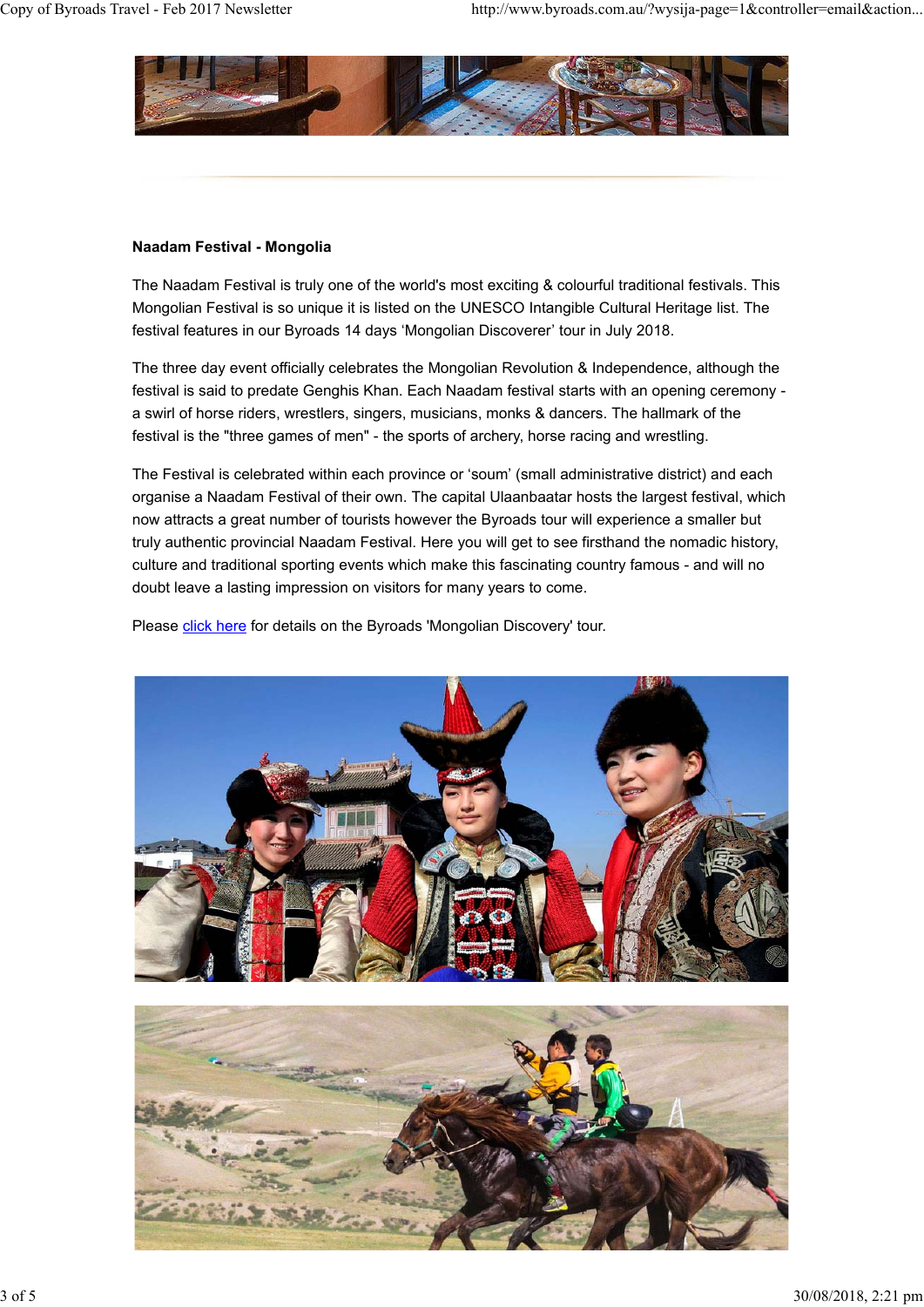**Naadam Festival - Mongolia**

The Naadam Festival is truly one of the world's most exciting & colourful traditional festivals. This Mongolian Festival is so unique it is listed on the UNESCO Intangible Cultural Heritage list. The festival features in our Byroads 14 days 'Mongolian Discoverer' tour in July 2018.

The three day event officially celebrates the Mongolian Revolution & Independence, although the festival is said to predate Genghis Khan. Each Naadam festival starts with an opening ceremony - a swirl of horse riders, wrestlers, singers, musicians, monks & dancers. The hallmark of the festival is the "three games of men" - the sports of archery, horse racing and wrestling.

The Festival is celebrated within each province or 'soum' (small administrative district) and each organise a Naadam Festival of their own. The capital Ulaanbaatar hosts the largest festival, which now attracts a great number of tourists however the Byroads tour will experience a smaller but truly authentic provincial Naadam Festival. Here you will get to see firsthand the nomadic history, culture and traditional sporting events which make this fascinating country famous - and will no doubt leave a lasting impression on visitors for many years to come.

Please click here for details on the Byroads 'Mongolian Discovery' tour.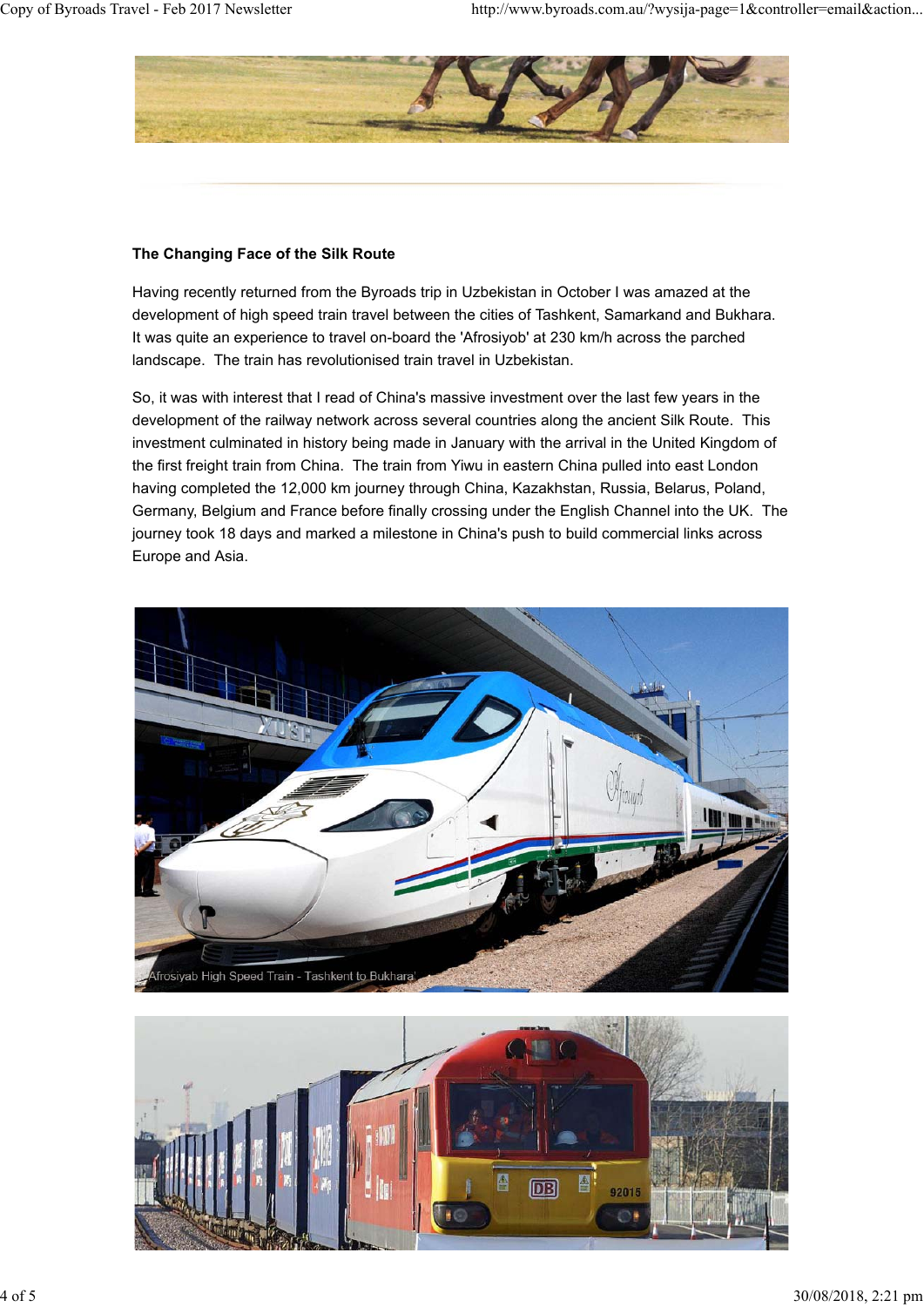**The Changing Face of the Silk Route**

Having recently returned from the Byroads trip in Uzbekistan in October I was amazed at the development of high speed train travel between the cities of Tashkent, Samarkand and Bukhara. It was quite an experience to travel on-board the 'Afrosiyob' at 230 km/h across the parched landscape. The train has revolutionised train travel in Uzbekistan.

So, it was with interest that I read of China's massive investment over the last few years in the development of the railway network across several countries along the ancient Silk Route. This investment culminated in history being made in January with the arrival in the United Kingdom of the first freight train from China. The train from Yiwu in eastern China pulled into east London having completed the 12,000 km journey through China, Kazakhstan, Russia, Belarus, Poland, Germany, Belgium and France before finally crossing under the English Channel into the UK. The journey took 18 days and marked a milestone in China's push to build commercial links across Europe and Asia.

'Afrosiyab High Speed Train - Tashkent to Bukhara'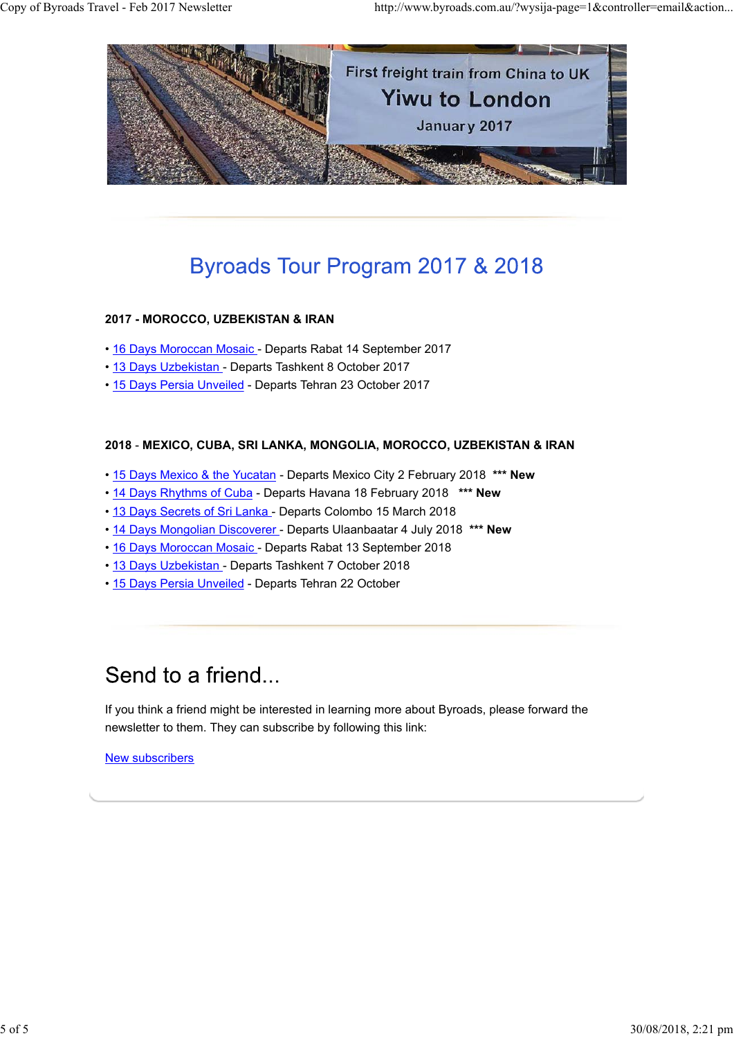First freight train from China to UK

Yiwu to London

January 2017

# Byroads Tour Program 2017 & 2018

**2017 - MOROCCO, UZBEKISTAN & IRAN**

- 16 Days Moroccan Mosaic - Departs Rabat 14 September 2017
- 13 Days Uzbekistan - Departs Tashkent 8 October 2017
- 15 Days Persia Unveiled - Departs Tehran 23 October 2017

**2018** - **MEXICO, CUBA, SRI LANKA, MONGOLIA, MOROCCO, UZBEKISTAN & IRAN**

- 15 Days Mexico & the Yucatan - Departs Mexico City 2 February 2018 *** **New**
- 14 Days Rhythms of Cuba - Departs Havana 18 February 2018 *** **New**
- 13 Days Secrets of Sri Lanka - Departs Colombo 15 March 2018
- 14 Days Mongolian Discoverer - Departs Ulaanbaatar 4 July 2018 *** **New**
- 16 Days Moroccan Mosaic - Departs Rabat 13 September 2018
- 13 Days Uzbekistan - Departs Tashkent 7 October 2018
- 15 Days Persia Unveiled - Departs Tehran 22 October

# Send to a friend...

If you think a friend might be interested in learning more about Byroads, please forward the newsletter to them. They can subscribe by following this link:

New subscribers